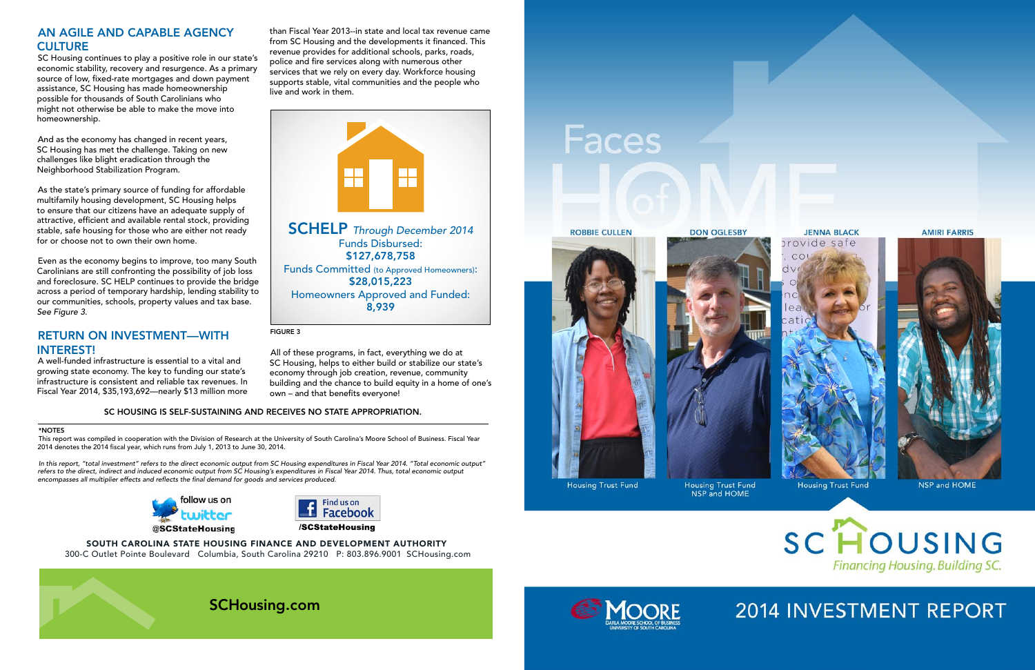## AN AGILE AND CAPABLE AGENCY CULTURE

SC Housing continues to play a positive role in our state's economic stability, recovery and resurgence. As a primary source of low, fixed-rate mortgages and down payment assistance, SC Housing has made homeownership possible for thousands of South Carolinians who might not otherwise be able to make the move into homeownership.

And as the economy has changed in recent years, SC Housing has met the challenge. Taking on new challenges like blight eradication through the Neighborhood Stabilization Program.

As the state's primary source of funding for affordable multifamily housing development, SC Housing helps to ensure that our citizens have an adequate supply of attractive, efficient and available rental stock, providing stable, safe housing for those who are either not ready for or choose not to own their own home.

Even as the economy begins to improve, too many South Carolinians are still confronting the possibility of job loss and foreclosure. SC HELP continues to provide the bridge across a period of temporary hardship, lending stability to our communities, schools, property values and tax base. *See Figure 3.*

## RETURN ON INVESTMENT—WITH INTEREST!

A well-funded infrastructure is essential to a vital and growing state economy. The key to funding our state's infrastructure is consistent and reliable tax revenues. In Fiscal Year 2014, $35,193,692—nearly $13 million more than Fiscal Year 2013--in state and local tax revenue came from SC Housing and the developments it financed. This revenue provides for additional schools, parks, roads, police and fire services along with numerous other services that we rely on every day. Workforce housing supports stable, vital communities and the people who live and work in them.

**SCHELP** *Through December 2014*
Funds Disbursed:
**$127,678,758**
Funds Committed (to Approved Homeowners):
**$28,015,223**
Homeowners Approved and Funded:
**8,939**

FIGURE 3

All of these programs, in fact, everything we do at SC Housing, helps to either build or stabilize our state's economy through job creation, revenue, community building and the chance to build equity in a home of one's own – and that benefits everyone!

**SC HOUSING IS SELF-SUSTAINING AND RECEIVES NO STATE APPROPRIATION.**

*NOTES

This report was compiled in cooperation with the Division of Research at the University of South Carolina's Moore School of Business. Fiscal Year 2014 denotes the 2014 fiscal year, which runs from July 1, 2013 to June 30, 2014.

*In this report, "total investment" refers to the direct economic output from SC Housing expenditures in Fiscal Year 2014. "Total economic output" refers to the direct, indirect and induced economic output from SC Housing's expenditures in Fiscal Year 2014. Thus, total economic output encompasses all multiplier effects and reflects the final demand for goods and services produced.*

follow us on twitter @SCStateHousing

Find us on Facebook /SCStateHousing

**SOUTH CAROLINA STATE HOUSING FINANCE AND DEVELOPMENT AUTHORITY**
300-C Outlet Pointe Boulevard Columbia, South Carolina 29210 P: 803.896.9001 SCHousing.com

SCHousing.com

# Faces of HOME

ROBBIE CULLEN — Housing Trust Fund

DON OGLESBY — Housing Trust Fund, NSP and HOME

JENNA BLACK — Housing Trust Fund

AMIRI FARRIS — NSP and HOME

SC HOUSING
*Financing Housing. Building SC.*

MOORE — DARLA MOORE SCHOOL OF BUSINESS, UNIVERSITY OF SOUTH CAROLINA

# 2014 INVESTMENT REPORT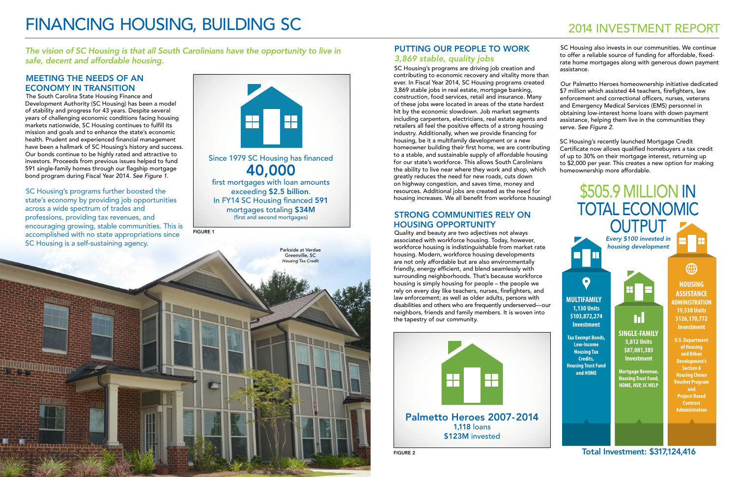# FINANCING HOUSING, BUILDING SC

## 2014 INVESTMENT REPORT

*The vision of SC Housing is that all South Carolinians have the opportunity to live in safe, decent and affordable housing.*

## MEETING THE NEEDS OF AN ECONOMY IN TRANSITION

The South Carolina State Housing Finance and Development Authority (SC Housing) has been a model of stability and progress for 43 years. Despite several years of challenging economic conditions facing housing markets nationwide, SC Housing continues to fulfill its mission and goals and to enhance the state's economic health. Prudent and experienced financial management have been a hallmark of SC Housing's history and success. Our bonds continue to be highly rated and attractive to investors. Proceeds from previous issues helped to fund 591 single-family homes through our flagship mortgage bond program during Fiscal Year 2014. *See Figure 1.*

SC Housing's programs further boosted the state's economy by providing job opportunities across a wide spectrum of trades and professions, providing tax revenues, and encouraging growing, stable communities. This is accomplished with no state appropriations since SC Housing is a self-sustaining agency.

Since 1979 SC Housing has financed
**40,000**
first mortgages with loan amounts exceeding **$2.5 billion.**
In FY14 SC Housing financed **591** mortgages totaling **$34M**
(first and second mortgages)

FIGURE 1

Parkside at Verdae
Greenville, SC
*Housing Tax Credit*

## PUTTING OUR PEOPLE TO WORK

*3,869 stable, quality jobs*

SC Housing's programs are driving job creation and contributing to economic recovery and vitality more than ever. In Fiscal Year 2014, SC Housing programs created 3,869 stable jobs in real estate, mortgage banking, construction, food services, retail and insurance. Many of these jobs were located in areas of the state hardest hit by the economic slowdown. Job market segments including carpenters, electricians, real estate agents and retailers all feel the positive effects of a strong housing industry. Additionally, when we provide financing for housing, be it a multifamily development or a new homeowner building their first home, we are contributing to a stable, and sustainable supply of affordable housing for our state's workforce. This allows South Carolinians the ability to live near where they work and shop, which greatly reduces the need for new roads, cuts down on highway congestion, and saves time, money and resources. Additional jobs are created as the need for housing increases. We all benefit from workforce housing!

## STRONG COMMUNITIES RELY ON HOUSING OPPORTUNITY

Quality and beauty are two adjectives not always associated with workforce housing. Today, however, workforce housing is indistinguishable from market rate housing. Modern, workforce housing developments are not only affordable but are also environmentally friendly, energy efficient, and blend seamlessly with surrounding neighborhoods. That's because workforce housing is simply housing for people – the people we rely on every day like teachers, nurses, firefighters, and law enforcement; as well as older adults, persons with disabilities and others who are frequently underserved—our neighbors, friends and family members. It is woven into the tapestry of our community.

Palmetto Heroes 2007-2014
1,118 loans
$123M invested

FIGURE 2

SC Housing also invests in our communities. We continue to offer a reliable source of funding for affordable, fixed-rate home mortgages along with generous down payment assistance.

Our Palmetto Heroes homeownership initiative dedicated $7 million which assisted 44 teachers, firefighters, law enforcement and correctional officers, nurses, veterans and Emergency Medical Services (EMS) personnel in obtaining low-interest home loans with down payment assistance, helping them live in the communities they serve. *See Figure 2.*

SC Housing's recently launched Mortgage Credit Certificate now allows qualified homebuyers a tax credit of up to 30% on their mortgage interest, returning up to $2,000 per year. This creates a new option for making homeownership more affordable.

## $505.9 MILLION IN TOTAL ECONOMIC OUTPUT

*Every $100 invested in housing development*

**MULTIFAMILY**
1,130 Units
$103,872,274
Investment
Tax Exempt Bonds, Low-Income Housing Tax Credits, Housing Trust Fund and HOME

**SINGLE-FAMILY**
5,812 Units
$87,081,385
Investment
Mortgage Revenue, Housing Trust Fund, HOME, NSP, SC HELP

**HOUSING ASSISTANCE ADMINISTRATION**
19,538 Units
$126,170,772
Investment
U.S. Department of Housing and Urban Development's Section 8 Housing Choice Voucher Program and Project-Based Contract Administration

**Total Investment: $317,124,416**